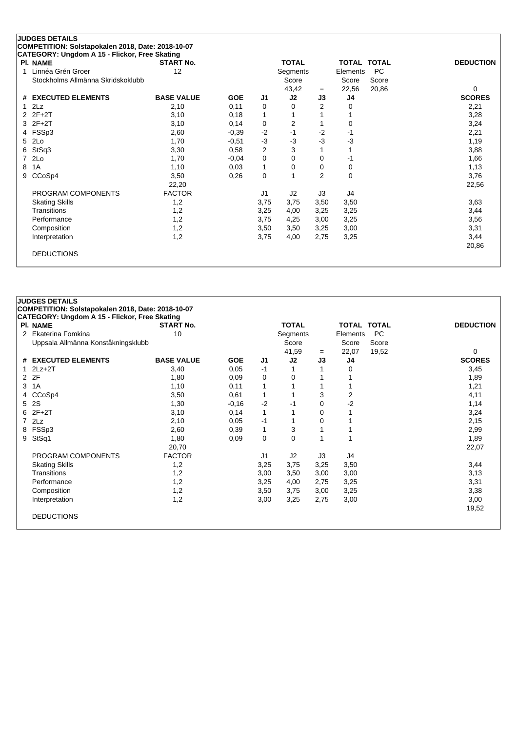**JUDGES DETAILS**
**COMPETITION: Solstapokalen 2018, Date: 2018-10-07**
**CATEGORY: Ungdom A 15 - Flickor, Free Skating**

| Pl. | NAME | START No. | TOTAL Segments Score | | TOTAL Elements Score | TOTAL PC Score | DEDUCTION |
|---|---|---|---|---|---|---|---|
| 1 | Linnéa Grén Groer<br>Stockholms Allmänna Skridskoklubb | 12 | 43,42 | = | 22,56 | 20,86 | 0 |

| # | EXECUTED ELEMENTS | BASE VALUE | GOE | J1 | J2 | J3 | J4 | SCORES |
|---|---|---|---|---|---|---|---|---|
| 1 | 2Lz | 2,10 | 0,11 | 0 | 0 | 2 | 0 | 2,21 |
| 2 | 2F+2T | 3,10 | 0,18 | 1 | 1 | 1 | 1 | 3,28 |
| 3 | 2F+2T | 3,10 | 0,14 | 0 | 2 | 1 | 0 | 3,24 |
| 4 | FSSp3 | 2,60 | -0,39 | -2 | -1 | -2 | -1 | 2,21 |
| 5 | 2Lo | 1,70 | -0,51 | -3 | -3 | -3 | -3 | 1,19 |
| 6 | StSq3 | 3,30 | 0,58 | 2 | 3 | 1 | 1 | 3,88 |
| 7 | 2Lo | 1,70 | -0,04 | 0 | 0 | 0 | -1 | 1,66 |
| 8 | 1A | 1,10 | 0,03 | 1 | 0 | 0 | 0 | 1,13 |
| 9 | CCoSp4 | 3,50 | 0,26 | 0 | 1 | 2 | 0 | 3,76 |
| | | 22,20 | | | | | | 22,56 |
| | PROGRAM COMPONENTS | FACTOR | | J1 | J2 | J3 | J4 | |
| | Skating Skills | 1,2 | | 3,75 | 3,75 | 3,50 | 3,50 | 3,63 |
| | Transitions | 1,2 | | 3,25 | 4,00 | 3,25 | 3,25 | 3,44 |
| | Performance | 1,2 | | 3,75 | 4,25 | 3,00 | 3,25 | 3,56 |
| | Composition | 1,2 | | 3,50 | 3,50 | 3,25 | 3,00 | 3,31 |
| | Interpretation | 1,2 | | 3,75 | 4,00 | 2,75 | 3,25 | 3,44 |
| | | | | | | | | 20,86 |
| | DEDUCTIONS | | | | | | | |

**JUDGES DETAILS**
**COMPETITION: Solstapokalen 2018, Date: 2018-10-07**
**CATEGORY: Ungdom A 15 - Flickor, Free Skating**

| Pl. | NAME | START No. | TOTAL Segments Score | | TOTAL Elements Score | TOTAL PC Score | DEDUCTION |
|---|---|---|---|---|---|---|---|
| 2 | Ekaterina Fomkina<br>Uppsala Allmänna Konståkningsklubb | 10 | 41,59 | = | 22,07 | 19,52 | 0 |

| # | EXECUTED ELEMENTS | BASE VALUE | GOE | J1 | J2 | J3 | J4 | SCORES |
|---|---|---|---|---|---|---|---|---|
| 1 | 2Lz+2T | 3,40 | 0,05 | -1 | 1 | 1 | 0 | 3,45 |
| 2 | 2F | 1,80 | 0,09 | 0 | 0 | 1 | 1 | 1,89 |
| 3 | 1A | 1,10 | 0,11 | 1 | 1 | 1 | 1 | 1,21 |
| 4 | CCoSp4 | 3,50 | 0,61 | 1 | 1 | 3 | 2 | 4,11 |
| 5 | 2S | 1,30 | -0,16 | -2 | -1 | 0 | -2 | 1,14 |
| 6 | 2F+2T | 3,10 | 0,14 | 1 | 1 | 0 | 1 | 3,24 |
| 7 | 2Lz | 2,10 | 0,05 | -1 | 1 | 0 | 1 | 2,15 |
| 8 | FSSp3 | 2,60 | 0,39 | 1 | 3 | 1 | 1 | 2,99 |
| 9 | StSq1 | 1,80 | 0,09 | 0 | 0 | 1 | 1 | 1,89 |
| | | 20,70 | | | | | | 22,07 |
| | PROGRAM COMPONENTS | FACTOR | | J1 | J2 | J3 | J4 | |
| | Skating Skills | 1,2 | | 3,25 | 3,75 | 3,25 | 3,50 | 3,44 |
| | Transitions | 1,2 | | 3,00 | 3,50 | 3,00 | 3,00 | 3,13 |
| | Performance | 1,2 | | 3,25 | 4,00 | 2,75 | 3,25 | 3,31 |
| | Composition | 1,2 | | 3,50 | 3,75 | 3,00 | 3,25 | 3,38 |
| | Interpretation | 1,2 | | 3,00 | 3,25 | 2,75 | 3,00 | 3,00 |
| | | | | | | | | 19,52 |
| | DEDUCTIONS | | | | | | | |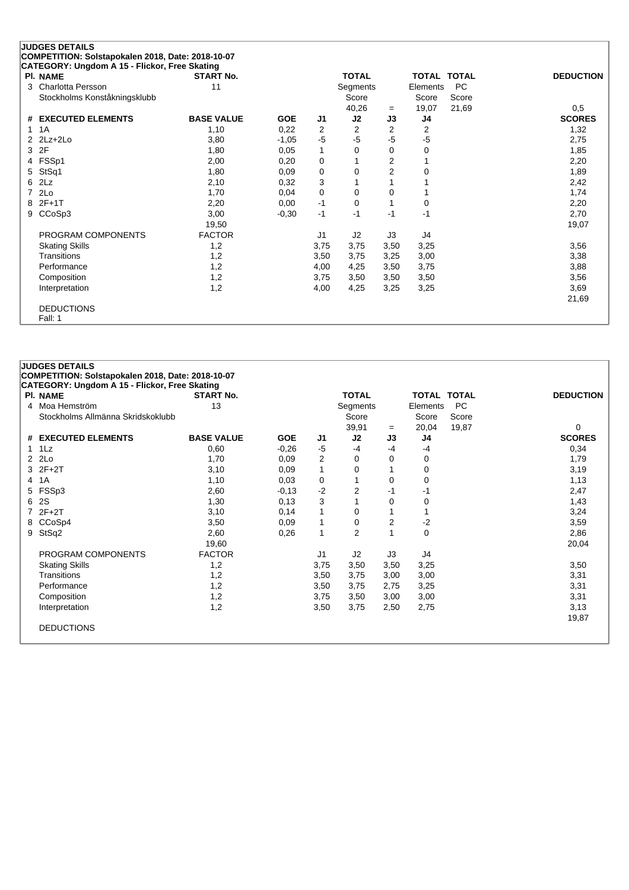## JUDGES DETAILS

**COMPETITION: Solstapokalen 2018, Date: 2018-10-07**
**CATEGORY: Ungdom A 15 - Flickor, Free Skating**

| Pl. | NAME | START No. | TOTAL Segments Score | = | TOTAL Elements Score | TOTAL PC Score | DEDUCTION |
|---|---|---|---|---|---|---|---|
| 3 | Charlotta Persson<br>Stockholms Konståkningsklubb | 11 | 40,26 | = | 19,07 | 21,69 | 0,5 |

| # | EXECUTED ELEMENTS | BASE VALUE | GOE | J1 | J2 | J3 | J4 | SCORES |
|---|---|---|---|---|---|---|---|---|
| 1 | 1A | 1,10 | 0,22 | 2 | 2 | 2 | 2 | 1,32 |
| 2 | 2Lz+2Lo | 3,80 | -1,05 | -5 | -5 | -5 | -5 | 2,75 |
| 3 | 2F | 1,80 | 0,05 | 1 | 0 | 0 | 0 | 1,85 |
| 4 | FSSp1 | 2,00 | 0,20 | 0 | 1 | 2 | 1 | 2,20 |
| 5 | StSq1 | 1,80 | 0,09 | 0 | 0 | 2 | 0 | 1,89 |
| 6 | 2Lz | 2,10 | 0,32 | 3 | 1 | 1 | 1 | 2,42 |
| 7 | 2Lo | 1,70 | 0,04 | 0 | 0 | 0 | 1 | 1,74 |
| 8 | 2F+1T | 2,20 | 0,00 | -1 | 0 | 1 | 0 | 2,20 |
| 9 | CCoSp3 | 3,00 | -0,30 | -1 | -1 | -1 | -1 | 2,70 |
| | | 19,50 | | | | | | 19,07 |
| | PROGRAM COMPONENTS | FACTOR | | J1 | J2 | J3 | J4 | |
| | Skating Skills | 1,2 | | 3,75 | 3,75 | 3,50 | 3,25 | 3,56 |
| | Transitions | 1,2 | | 3,50 | 3,75 | 3,25 | 3,00 | 3,38 |
| | Performance | 1,2 | | 4,00 | 4,25 | 3,50 | 3,75 | 3,88 |
| | Composition | 1,2 | | 3,75 | 3,50 | 3,50 | 3,50 | 3,56 |
| | Interpretation | 1,2 | | 4,00 | 4,25 | 3,25 | 3,25 | 3,69 |
| | | | | | | | | 21,69 |

DEDUCTIONS
Fall: 1

## JUDGES DETAILS

**COMPETITION: Solstapokalen 2018, Date: 2018-10-07**
**CATEGORY: Ungdom A 15 - Flickor, Free Skating**

| Pl. | NAME | START No. | TOTAL Segments Score | = | TOTAL Elements Score | TOTAL PC Score | DEDUCTION |
|---|---|---|---|---|---|---|---|
| 4 | Moa Hemström<br>Stockholms Allmänna Skridskoklubb | 13 | 39,91 | = | 20,04 | 19,87 | 0 |

| # | EXECUTED ELEMENTS | BASE VALUE | GOE | J1 | J2 | J3 | J4 | SCORES |
|---|---|---|---|---|---|---|---|---|
| 1 | 1Lz | 0,60 | -0,26 | -5 | -4 | -4 | -4 | 0,34 |
| 2 | 2Lo | 1,70 | 0,09 | 2 | 0 | 0 | 0 | 1,79 |
| 3 | 2F+2T | 3,10 | 0,09 | 1 | 0 | 1 | 0 | 3,19 |
| 4 | 1A | 1,10 | 0,03 | 0 | 1 | 0 | 0 | 1,13 |
| 5 | FSSp3 | 2,60 | -0,13 | -2 | 2 | -1 | -1 | 2,47 |
| 6 | 2S | 1,30 | 0,13 | 3 | 1 | 0 | 0 | 1,43 |
| 7 | 2F+2T | 3,10 | 0,14 | 1 | 0 | 1 | 1 | 3,24 |
| 8 | CCoSp4 | 3,50 | 0,09 | 1 | 0 | 2 | -2 | 3,59 |
| 9 | StSq2 | 2,60 | 0,26 | 1 | 2 | 1 | 0 | 2,86 |
| | | 19,60 | | | | | | 20,04 |
| | PROGRAM COMPONENTS | FACTOR | | J1 | J2 | J3 | J4 | |
| | Skating Skills | 1,2 | | 3,75 | 3,50 | 3,50 | 3,25 | 3,50 |
| | Transitions | 1,2 | | 3,50 | 3,75 | 3,00 | 3,00 | 3,31 |
| | Performance | 1,2 | | 3,50 | 3,75 | 2,75 | 3,25 | 3,31 |
| | Composition | 1,2 | | 3,75 | 3,50 | 3,00 | 3,00 | 3,31 |
| | Interpretation | 1,2 | | 3,50 | 3,75 | 2,50 | 2,75 | 3,13 |
| | | | | | | | | 19,87 |

DEDUCTIONS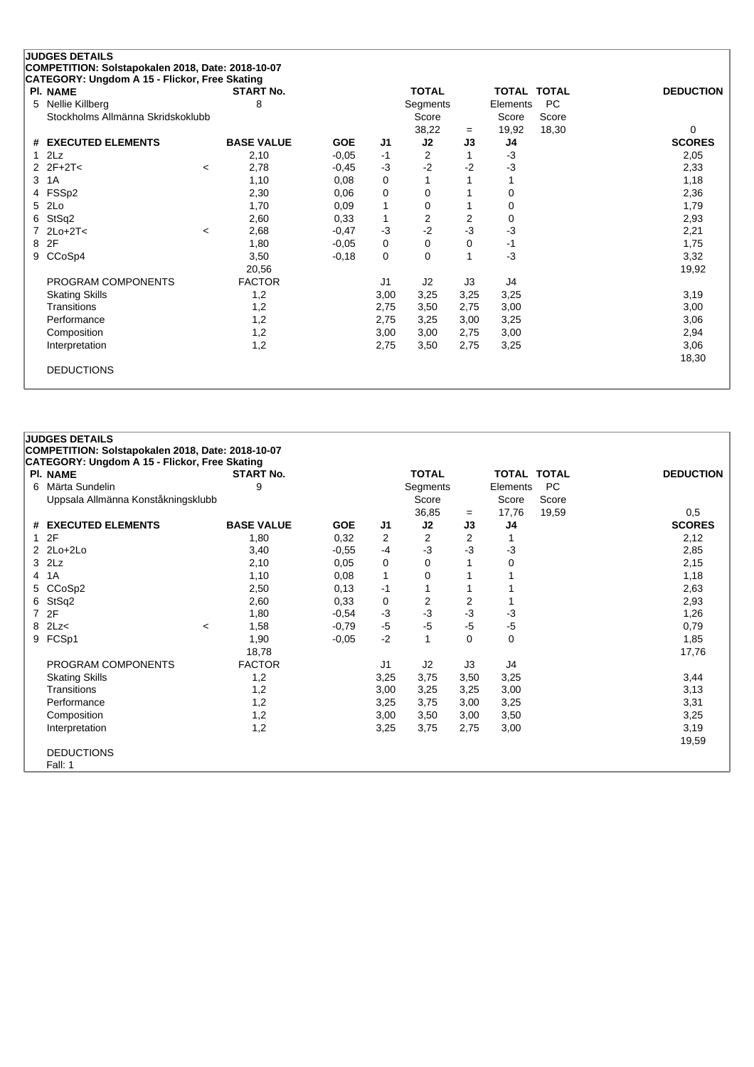## JUDGES DETAILS

**COMPETITION: Solstapokalen 2018, Date: 2018-10-07**

**CATEGORY: Ungdom A 15 - Flickor, Free Skating**

| Pl. | NAME | START No. | TOTAL Segments Score | = | TOTAL Elements Score | TOTAL PC Score | DEDUCTION |
|---|---|---|---|---|---|---|---|
| 5 | Nellie Killberg<br>Stockholms Allmänna Skridskoklubb | 8 | 38,22 | = | 19,92 | 18,30 | 0 |

| # | EXECUTED ELEMENTS | | BASE VALUE | GOE | J1 | J2 | J3 | J4 | SCORES |
|---|---|---|---|---|---|---|---|---|---|
| 1 | 2Lz | | 2,10 | -0,05 | -1 | 2 | 1 | -3 | 2,05 |
| 2 | 2F+2T< | < | 2,78 | -0,45 | -3 | -2 | -2 | -3 | 2,33 |
| 3 | 1A | | 1,10 | 0,08 | 0 | 1 | 1 | 1 | 1,18 |
| 4 | FSSp2 | | 2,30 | 0,06 | 0 | 0 | 1 | 0 | 2,36 |
| 5 | 2Lo | | 1,70 | 0,09 | 1 | 0 | 1 | 0 | 1,79 |
| 6 | StSq2 | | 2,60 | 0,33 | 1 | 2 | 2 | 0 | 2,93 |
| 7 | 2Lo+2T< | < | 2,68 | -0,47 | -3 | -2 | -3 | -3 | 2,21 |
| 8 | 2F | | 1,80 | -0,05 | 0 | 0 | 0 | -1 | 1,75 |
| 9 | CCoSp4 | | 3,50 | -0,18 | 0 | 0 | 1 | -3 | 3,32 |
| | | | 20,56 | | | | | | 19,92 |

| PROGRAM COMPONENTS | FACTOR | J1 | J2 | J3 | J4 | |
|---|---|---|---|---|---|---|
| Skating Skills | 1,2 | 3,00 | 3,25 | 3,25 | 3,25 | 3,19 |
| Transitions | 1,2 | 2,75 | 3,50 | 2,75 | 3,00 | 3,00 |
| Performance | 1,2 | 2,75 | 3,25 | 3,00 | 3,25 | 3,06 |
| Composition | 1,2 | 3,00 | 3,00 | 2,75 | 3,00 | 2,94 |
| Interpretation | 1,2 | 2,75 | 3,50 | 2,75 | 3,25 | 3,06 |
| | | | | | | 18,30 |

DEDUCTIONS

## JUDGES DETAILS

**COMPETITION: Solstapokalen 2018, Date: 2018-10-07**

**CATEGORY: Ungdom A 15 - Flickor, Free Skating**

| Pl. | NAME | START No. | TOTAL Segments Score | = | TOTAL Elements Score | TOTAL PC Score | DEDUCTION |
|---|---|---|---|---|---|---|---|
| 6 | Märta Sundelin<br>Uppsala Allmänna Konståkningsklubb | 9 | 36,85 | = | 17,76 | 19,59 | 0,5 |

| # | EXECUTED ELEMENTS | | BASE VALUE | GOE | J1 | J2 | J3 | J4 | SCORES |
|---|---|---|---|---|---|---|---|---|---|
| 1 | 2F | | 1,80 | 0,32 | 2 | 2 | 2 | 1 | 2,12 |
| 2 | 2Lo+2Lo | | 3,40 | -0,55 | -4 | -3 | -3 | -3 | 2,85 |
| 3 | 2Lz | | 2,10 | 0,05 | 0 | 0 | 1 | 0 | 2,15 |
| 4 | 1A | | 1,10 | 0,08 | 1 | 0 | 1 | 1 | 1,18 |
| 5 | CCoSp2 | | 2,50 | 0,13 | -1 | 1 | 1 | 1 | 2,63 |
| 6 | StSq2 | | 2,60 | 0,33 | 0 | 2 | 2 | 1 | 2,93 |
| 7 | 2F | | 1,80 | -0,54 | -3 | -3 | -3 | -3 | 1,26 |
| 8 | 2Lz< | < | 1,58 | -0,79 | -5 | -5 | -5 | -5 | 0,79 |
| 9 | FCSp1 | | 1,90 | -0,05 | -2 | 1 | 0 | 0 | 1,85 |
| | | | 18,78 | | | | | | 17,76 |

| PROGRAM COMPONENTS | FACTOR | J1 | J2 | J3 | J4 | |
|---|---|---|---|---|---|---|
| Skating Skills | 1,2 | 3,25 | 3,75 | 3,50 | 3,25 | 3,44 |
| Transitions | 1,2 | 3,00 | 3,25 | 3,25 | 3,00 | 3,13 |
| Performance | 1,2 | 3,25 | 3,75 | 3,00 | 3,25 | 3,31 |
| Composition | 1,2 | 3,00 | 3,50 | 3,00 | 3,50 | 3,25 |
| Interpretation | 1,2 | 3,25 | 3,75 | 2,75 | 3,00 | 3,19 |
| | | | | | | 19,59 |

DEDUCTIONS

Fall: 1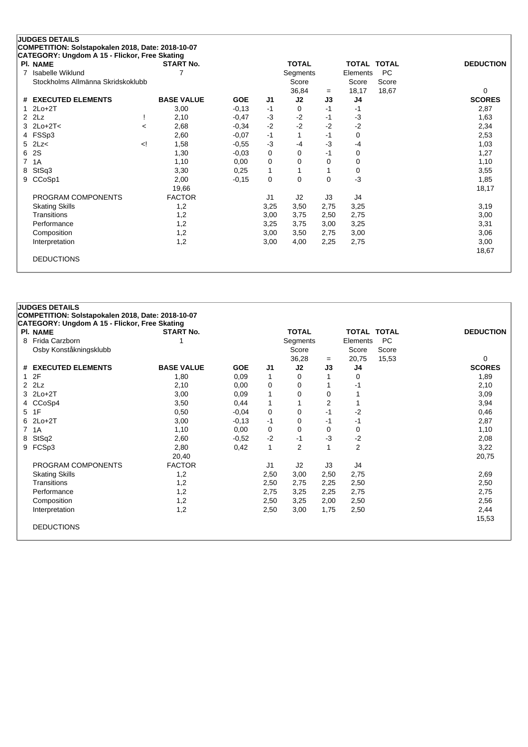**JUDGES DETAILS**

**COMPETITION: Solstapokalen 2018, Date: 2018-10-07**

**CATEGORY: Ungdom A 15 - Flickor, Free Skating**

| Pl. | NAME | START No. | TOTAL Segments Score | = | TOTAL Elements Score | TOTAL PC Score | DEDUCTION |
|---|---|---|---|---|---|---|---|
| 7 | Isabelle Wiklund<br>Stockholms Allmänna Skridskoklubb | 7 | 36,84 | = | 18,17 | 18,67 | 0 |

| # | EXECUTED ELEMENTS | | BASE VALUE | GOE | J1 | J2 | J3 | J4 | SCORES |
|---|---|---|---|---|---|---|---|---|---|
| 1 | 2Lo+2T | | 3,00 | -0,13 | -1 | 0 | -1 | -1 | 2,87 |
| 2 | 2Lz | ! | 2,10 | -0,47 | -3 | -2 | -1 | -3 | 1,63 |
| 3 | 2Lo+2T< | < | 2,68 | -0,34 | -2 | -2 | -2 | -2 | 2,34 |
| 4 | FSSp3 | | 2,60 | -0,07 | -1 | 1 | -1 | 0 | 2,53 |
| 5 | 2Lz< | <! | 1,58 | -0,55 | -3 | -4 | -3 | -4 | 1,03 |
| 6 | 2S | | 1,30 | -0,03 | 0 | 0 | -1 | 0 | 1,27 |
| 7 | 1A | | 1,10 | 0,00 | 0 | 0 | 0 | 0 | 1,10 |
| 8 | StSq3 | | 3,30 | 0,25 | 1 | 1 | 1 | 0 | 3,55 |
| 9 | CCoSp1 | | 2,00 | -0,15 | 0 | 0 | 0 | -3 | 1,85 |
| | | | 19,66 | | | | | | 18,17 |

| PROGRAM COMPONENTS | FACTOR | J1 | J2 | J3 | J4 | |
|---|---|---|---|---|---|---|
| Skating Skills | 1,2 | 3,25 | 3,50 | 2,75 | 3,25 | 3,19 |
| Transitions | 1,2 | 3,00 | 3,75 | 2,50 | 2,75 | 3,00 |
| Performance | 1,2 | 3,25 | 3,75 | 3,00 | 3,25 | 3,31 |
| Composition | 1,2 | 3,00 | 3,50 | 2,75 | 3,00 | 3,06 |
| Interpretation | 1,2 | 3,00 | 4,00 | 2,25 | 2,75 | 3,00 |
| | | | | | | 18,67 |

DEDUCTIONS

**JUDGES DETAILS**

**COMPETITION: Solstapokalen 2018, Date: 2018-10-07**

**CATEGORY: Ungdom A 15 - Flickor, Free Skating**

| Pl. | NAME | START No. | TOTAL Segments Score | = | TOTAL Elements Score | TOTAL PC Score | DEDUCTION |
|---|---|---|---|---|---|---|---|
| 8 | Frida Carzborn<br>Osby Konståkningsklubb | 1 | 36,28 | = | 20,75 | 15,53 | 0 |

| # | EXECUTED ELEMENTS | BASE VALUE | GOE | J1 | J2 | J3 | J4 | SCORES |
|---|---|---|---|---|---|---|---|---|
| 1 | 2F | 1,80 | 0,09 | 1 | 0 | 1 | 0 | 1,89 |
| 2 | 2Lz | 2,10 | 0,00 | 0 | 0 | 1 | -1 | 2,10 |
| 3 | 2Lo+2T | 3,00 | 0,09 | 1 | 0 | 0 | 1 | 3,09 |
| 4 | CCoSp4 | 3,50 | 0,44 | 1 | 1 | 2 | 1 | 3,94 |
| 5 | 1F | 0,50 | -0,04 | 0 | 0 | -1 | -2 | 0,46 |
| 6 | 2Lo+2T | 3,00 | -0,13 | -1 | 0 | -1 | -1 | 2,87 |
| 7 | 1A | 1,10 | 0,00 | 0 | 0 | 0 | 0 | 1,10 |
| 8 | StSq2 | 2,60 | -0,52 | -2 | -1 | -3 | -2 | 2,08 |
| 9 | FCSp3 | 2,80 | 0,42 | 1 | 2 | 1 | 2 | 3,22 |
| | | 20,40 | | | | | | 20,75 |

| PROGRAM COMPONENTS | FACTOR | J1 | J2 | J3 | J4 | |
|---|---|---|---|---|---|---|
| Skating Skills | 1,2 | 2,50 | 3,00 | 2,50 | 2,75 | 2,69 |
| Transitions | 1,2 | 2,50 | 2,75 | 2,25 | 2,50 | 2,50 |
| Performance | 1,2 | 2,75 | 3,25 | 2,25 | 2,75 | 2,75 |
| Composition | 1,2 | 2,50 | 3,25 | 2,00 | 2,50 | 2,56 |
| Interpretation | 1,2 | 2,50 | 3,00 | 1,75 | 2,50 | 2,44 |
| | | | | | | 15,53 |

DEDUCTIONS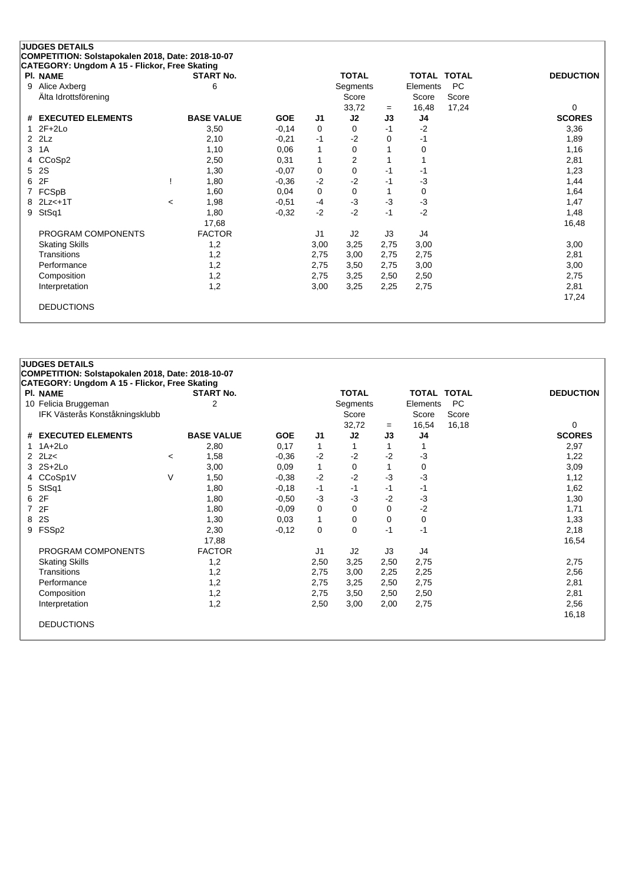## JUDGES DETAILS

**COMPETITION: Solstapokalen 2018, Date: 2018-10-07**

**CATEGORY: Ungdom A 15 - Flickor, Free Skating**

| Pl. NAME | START No. | TOTAL Segments Score | = | TOTAL Elements Score | TOTAL PC Score | DEDUCTION |
|---|---|---|---|---|---|---|
| 9 Alice Axberg<br>Älta Idrottsförening | 6 | 33,72 | = | 16,48 | 17,24 | 0 |

| # | EXECUTED ELEMENTS | | BASE VALUE | GOE | J1 | J2 | J3 | J4 | SCORES |
|---|---|---|---|---|---|---|---|---|---|
| 1 | 2F+2Lo | | 3,50 | -0,14 | 0 | 0 | -1 | -2 | 3,36 |
| 2 | 2Lz | | 2,10 | -0,21 | -1 | -2 | 0 | -1 | 1,89 |
| 3 | 1A | | 1,10 | 0,06 | 1 | 0 | 1 | 0 | 1,16 |
| 4 | CCoSp2 | | 2,50 | 0,31 | 1 | 2 | 1 | 1 | 2,81 |
| 5 | 2S | | 1,30 | -0,07 | 0 | 0 | -1 | -1 | 1,23 |
| 6 | 2F | ! | 1,80 | -0,36 | -2 | -2 | -1 | -3 | 1,44 |
| 7 | FCSpB | | 1,60 | 0,04 | 0 | 0 | 1 | 0 | 1,64 |
| 8 | 2Lz<+1T | < | 1,98 | -0,51 | -4 | -3 | -3 | -3 | 1,47 |
| 9 | StSq1 | | 1,80 | -0,32 | -2 | -2 | -1 | -2 | 1,48 |
| | | | 17,68 | | | | | | 16,48 |
| | PROGRAM COMPONENTS | | FACTOR | | J1 | J2 | J3 | J4 | |
| | Skating Skills | | 1,2 | | 3,00 | 3,25 | 2,75 | 3,00 | 3,00 |
| | Transitions | | 1,2 | | 2,75 | 3,00 | 2,75 | 2,75 | 2,81 |
| | Performance | | 1,2 | | 2,75 | 3,50 | 2,75 | 3,00 | 3,00 |
| | Composition | | 1,2 | | 2,75 | 3,25 | 2,50 | 2,50 | 2,75 |
| | Interpretation | | 1,2 | | 3,00 | 3,25 | 2,25 | 2,75 | 2,81 |
| | | | | | | | | | 17,24 |
| | DEDUCTIONS | | | | | | | | |

## JUDGES DETAILS

**COMPETITION: Solstapokalen 2018, Date: 2018-10-07**

**CATEGORY: Ungdom A 15 - Flickor, Free Skating**

| Pl. NAME | START No. | TOTAL Segments Score | = | TOTAL Elements Score | TOTAL PC Score | DEDUCTION |
|---|---|---|---|---|---|---|
| 10 Felicia Bruggeman<br>IFK Västerås Konståkningsklubb | 2 | 32,72 | = | 16,54 | 16,18 | 0 |

| # | EXECUTED ELEMENTS | | BASE VALUE | GOE | J1 | J2 | J3 | J4 | SCORES |
|---|---|---|---|---|---|---|---|---|---|
| 1 | 1A+2Lo | | 2,80 | 0,17 | 1 | 1 | 1 | 1 | 2,97 |
| 2 | 2Lz< | < | 1,58 | -0,36 | -2 | -2 | -2 | -3 | 1,22 |
| 3 | 2S+2Lo | | 3,00 | 0,09 | 1 | 0 | 1 | 0 | 3,09 |
| 4 | CCoSp1V | V | 1,50 | -0,38 | -2 | -2 | -3 | -3 | 1,12 |
| 5 | StSq1 | | 1,80 | -0,18 | -1 | -1 | -1 | -1 | 1,62 |
| 6 | 2F | | 1,80 | -0,50 | -3 | -3 | -2 | -3 | 1,30 |
| 7 | 2F | | 1,80 | -0,09 | 0 | 0 | 0 | -2 | 1,71 |
| 8 | 2S | | 1,30 | 0,03 | 1 | 0 | 0 | 0 | 1,33 |
| 9 | FSSp2 | | 2,30 | -0,12 | 0 | 0 | -1 | -1 | 2,18 |
| | | | 17,88 | | | | | | 16,54 |
| | PROGRAM COMPONENTS | | FACTOR | | J1 | J2 | J3 | J4 | |
| | Skating Skills | | 1,2 | | 2,50 | 3,25 | 2,50 | 2,75 | 2,75 |
| | Transitions | | 1,2 | | 2,75 | 3,00 | 2,25 | 2,25 | 2,56 |
| | Performance | | 1,2 | | 2,75 | 3,25 | 2,50 | 2,75 | 2,81 |
| | Composition | | 1,2 | | 2,75 | 3,50 | 2,50 | 2,50 | 2,81 |
| | Interpretation | | 1,2 | | 2,50 | 3,00 | 2,00 | 2,75 | 2,56 |
| | | | | | | | | | 16,18 |
| | DEDUCTIONS | | | | | | | | |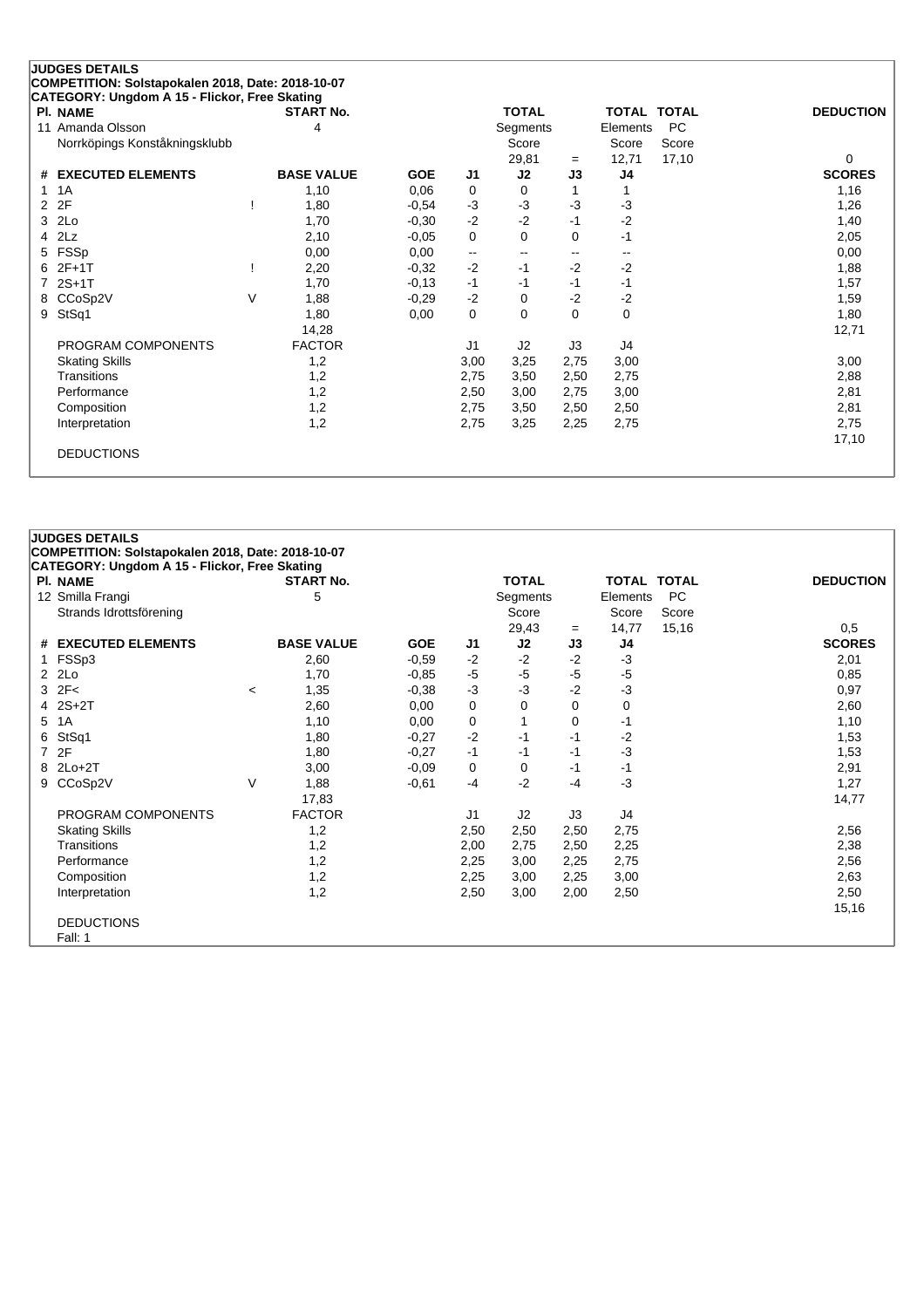**JUDGES DETAILS**
**COMPETITION: Solstapokalen 2018, Date: 2018-10-07**
**CATEGORY: Ungdom A 15 - Flickor, Free Skating**

| Pl. | NAME | | START No. | | | TOTAL Segments Score | | TOTAL Elements Score | TOTAL PC Score | DEDUCTION |
|---|---|---|---|---|---|---|---|---|---|---|
| 11 | Amanda Olsson<br>Norrköpings Konståkningsklubb | | 4 | | | 29,81 | = | 12,71 | 17,10 | 0 |

| # | EXECUTED ELEMENTS | | BASE VALUE | GOE | J1 | J2 | J3 | J4 | SCORES |
|---|---|---|---|---|---|---|---|---|---|
| 1 | 1A | | 1,10 | 0,06 | 0 | 0 | 1 | 1 | 1,16 |
| 2 | 2F | ! | 1,80 | -0,54 | -3 | -3 | -3 | -3 | 1,26 |
| 3 | 2Lo | | 1,70 | -0,30 | -2 | -2 | -1 | -2 | 1,40 |
| 4 | 2Lz | | 2,10 | -0,05 | 0 | 0 | 0 | -1 | 2,05 |
| 5 | FSSp | | 0,00 | 0,00 | -- | -- | -- | -- | 0,00 |
| 6 | 2F+1T | ! | 2,20 | -0,32 | -2 | -1 | -2 | -2 | 1,88 |
| 7 | 2S+1T | | 1,70 | -0,13 | -1 | -1 | -1 | -1 | 1,57 |
| 8 | CCoSp2V | V | 1,88 | -0,29 | -2 | 0 | -2 | -2 | 1,59 |
| 9 | StSq1 | | 1,80 | 0,00 | 0 | 0 | 0 | 0 | 1,80 |
| | | | 14,28 | | | | | | 12,71 |
| | PROGRAM COMPONENTS | | FACTOR | | J1 | J2 | J3 | J4 | |
| | Skating Skills | | 1,2 | | 3,00 | 3,25 | 2,75 | 3,00 | 3,00 |
| | Transitions | | 1,2 | | 2,75 | 3,50 | 2,50 | 2,75 | 2,88 |
| | Performance | | 1,2 | | 2,50 | 3,00 | 2,75 | 3,00 | 2,81 |
| | Composition | | 1,2 | | 2,75 | 3,50 | 2,50 | 2,50 | 2,81 |
| | Interpretation | | 1,2 | | 2,75 | 3,25 | 2,25 | 2,75 | 2,75 |
| | | | | | | | | | 17,10 |
| | DEDUCTIONS | | | | | | | | |

**JUDGES DETAILS**
**COMPETITION: Solstapokalen 2018, Date: 2018-10-07**
**CATEGORY: Ungdom A 15 - Flickor, Free Skating**

| Pl. | NAME | | START No. | | | TOTAL Segments Score | | TOTAL Elements Score | TOTAL PC Score | DEDUCTION |
|---|---|---|---|---|---|---|---|---|---|---|
| 12 | Smilla Frangi<br>Strands Idrottsförening | | 5 | | | 29,43 | = | 14,77 | 15,16 | 0,5 |

| # | EXECUTED ELEMENTS | | BASE VALUE | GOE | J1 | J2 | J3 | J4 | SCORES |
|---|---|---|---|---|---|---|---|---|---|
| 1 | FSSp3 | | 2,60 | -0,59 | -2 | -2 | -2 | -3 | 2,01 |
| 2 | 2Lo | | 1,70 | -0,85 | -5 | -5 | -5 | -5 | 0,85 |
| 3 | 2F< | < | 1,35 | -0,38 | -3 | -3 | -2 | -3 | 0,97 |
| 4 | 2S+2T | | 2,60 | 0,00 | 0 | 0 | 0 | 0 | 2,60 |
| 5 | 1A | | 1,10 | 0,00 | 0 | 1 | 0 | -1 | 1,10 |
| 6 | StSq1 | | 1,80 | -0,27 | -2 | -1 | -1 | -2 | 1,53 |
| 7 | 2F | | 1,80 | -0,27 | -1 | -1 | -1 | -3 | 1,53 |
| 8 | 2Lo+2T | | 3,00 | -0,09 | 0 | 0 | -1 | -1 | 2,91 |
| 9 | CCoSp2V | V | 1,88 | -0,61 | -4 | -2 | -4 | -3 | 1,27 |
| | | | 17,83 | | | | | | 14,77 |
| | PROGRAM COMPONENTS | | FACTOR | | J1 | J2 | J3 | J4 | |
| | Skating Skills | | 1,2 | | 2,50 | 2,50 | 2,50 | 2,75 | 2,56 |
| | Transitions | | 1,2 | | 2,00 | 2,75 | 2,50 | 2,25 | 2,38 |
| | Performance | | 1,2 | | 2,25 | 3,00 | 2,25 | 2,75 | 2,56 |
| | Composition | | 1,2 | | 2,25 | 3,00 | 2,25 | 3,00 | 2,63 |
| | Interpretation | | 1,2 | | 2,50 | 3,00 | 2,00 | 2,50 | 2,50 |
| | | | | | | | | | 15,16 |
| | DEDUCTIONS | | | | | | | | |
| | Fall: 1 | | | | | | | | |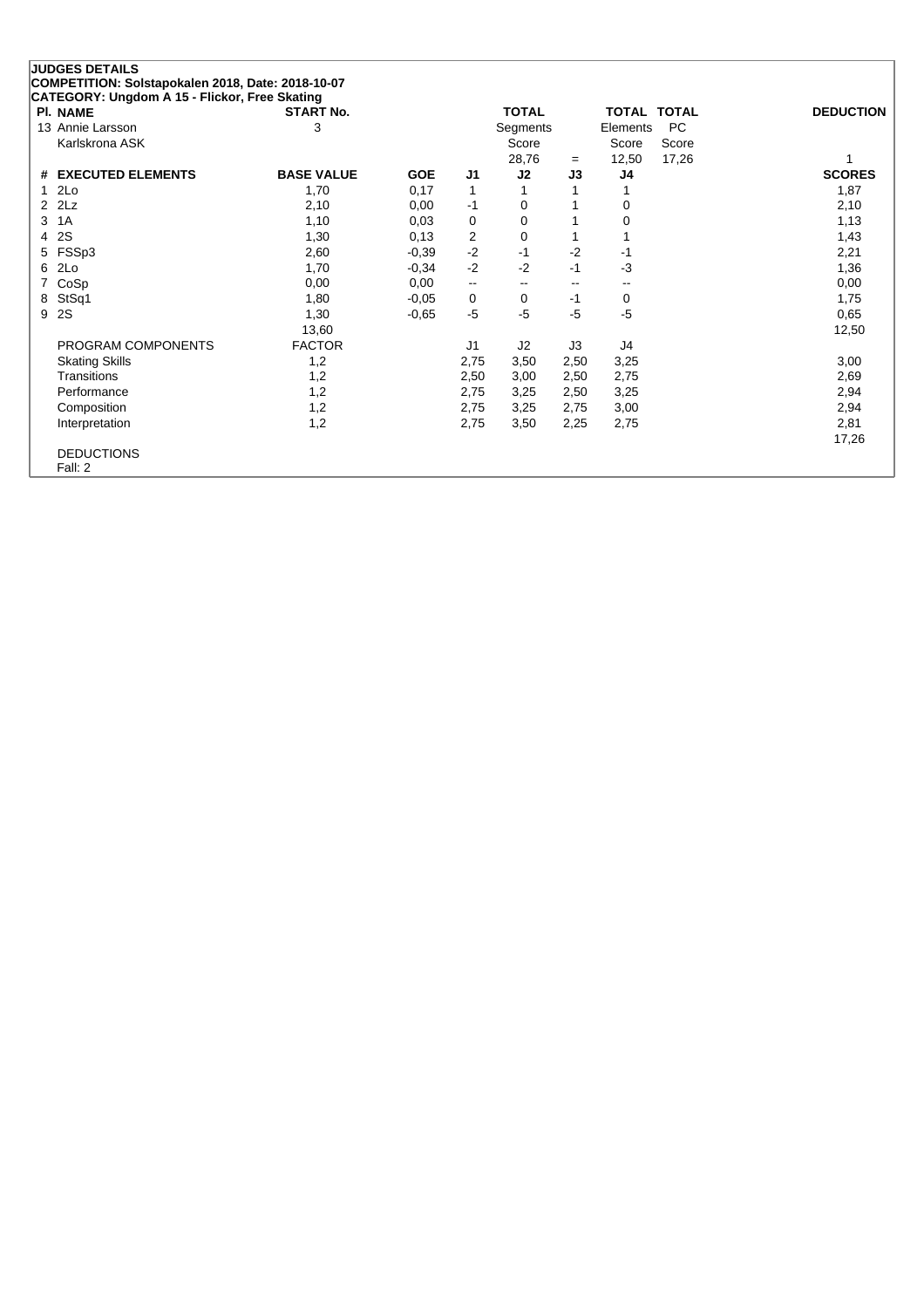**JUDGES DETAILS**
**COMPETITION: Solstapokalen 2018, Date: 2018-10-07**
**CATEGORY: Ungdom A 15 - Flickor, Free Skating**

| Pl. NAME | START No. | TOTAL Segments Score | = | TOTAL Elements Score | TOTAL PC Score | DEDUCTION |
|---|---|---|---|---|---|---|
| 13 Annie Larsson<br>Karlskrona ASK | 3 | 28,76 | = | 12,50 | 17,26 | 1 |

| # | EXECUTED ELEMENTS | BASE VALUE | GOE | J1 | J2 | J3 | J4 | SCORES |
|---|---|---|---|---|---|---|---|---|
| 1 | 2Lo | 1,70 | 0,17 | 1 | 1 | 1 | 1 | 1,87 |
| 2 | 2Lz | 2,10 | 0,00 | -1 | 0 | 1 | 0 | 2,10 |
| 3 | 1A | 1,10 | 0,03 | 0 | 0 | 1 | 0 | 1,13 |
| 4 | 2S | 1,30 | 0,13 | 2 | 0 | 1 | 1 | 1,43 |
| 5 | FSSp3 | 2,60 | -0,39 | -2 | -1 | -2 | -1 | 2,21 |
| 6 | 2Lo | 1,70 | -0,34 | -2 | -2 | -1 | -3 | 1,36 |
| 7 | CoSp | 0,00 | 0,00 | -- | -- | -- | -- | 0,00 |
| 8 | StSq1 | 1,80 | -0,05 | 0 | 0 | -1 | 0 | 1,75 |
| 9 | 2S | 1,30 | -0,65 | -5 | -5 | -5 | -5 | 0,65 |
| | | 13,60 | | | | | | 12,50 |

| PROGRAM COMPONENTS | FACTOR | J1 | J2 | J3 | J4 | |
|---|---|---|---|---|---|---|
| Skating Skills | 1,2 | 2,75 | 3,50 | 2,50 | 3,25 | 3,00 |
| Transitions | 1,2 | 2,50 | 3,00 | 2,50 | 2,75 | 2,69 |
| Performance | 1,2 | 2,75 | 3,25 | 2,50 | 3,25 | 2,94 |
| Composition | 1,2 | 2,75 | 3,25 | 2,75 | 3,00 | 2,94 |
| Interpretation | 1,2 | 2,75 | 3,50 | 2,25 | 2,75 | 2,81 |
| | | | | | | 17,26 |

DEDUCTIONS
Fall: 2